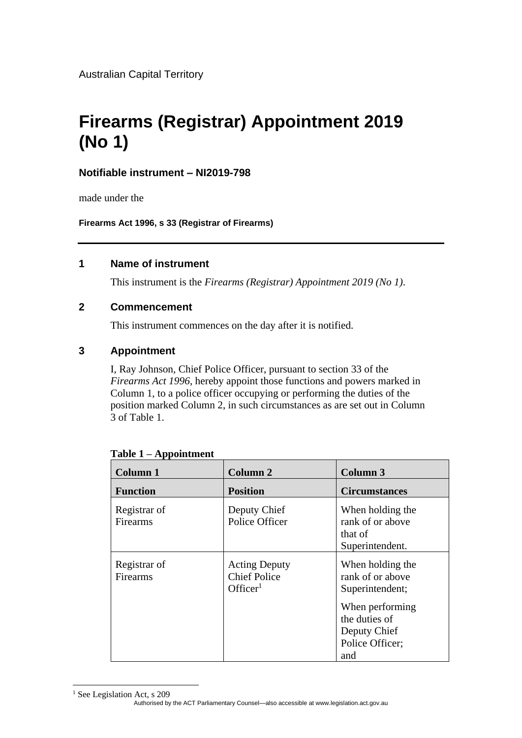Australian Capital Territory

# Firearms (Registrar) Appointment 2019 (No 1)

### Notifiable instrument – NI2019-798

made under the

**Firearms Act 1996, s 33 (Registrar of Firearms)**

---

## 1 Name of instrument

This instrument is the *Firearms (Registrar) Appointment 2019 (No 1)*.

## 2 Commencement

This instrument commences on the day after it is notified.

## 3 Appointment

I, Ray Johnson, Chief Police Officer, pursuant to section 33 of the *Firearms Act 1996*, hereby appoint those functions and powers marked in Column 1, to a police officer occupying or performing the duties of the position marked Column 2, in such circumstances as are set out in Column 3 of Table 1.

**Table 1 – Appointment**

| Column 1 | Column 2 | Column 3 |
|---|---|---|
| **Function** | **Position** | **Circumstances** |
| Registrar of Firearms | Deputy Chief Police Officer | When holding the rank of or above that of Superintendent. |
| Registrar of Firearms | Acting Deputy Chief Police Officer[1] | When holding the rank of or above Superintendent; When performing the duties of Deputy Chief Police Officer; and |

[1] See Legislation Act, s 209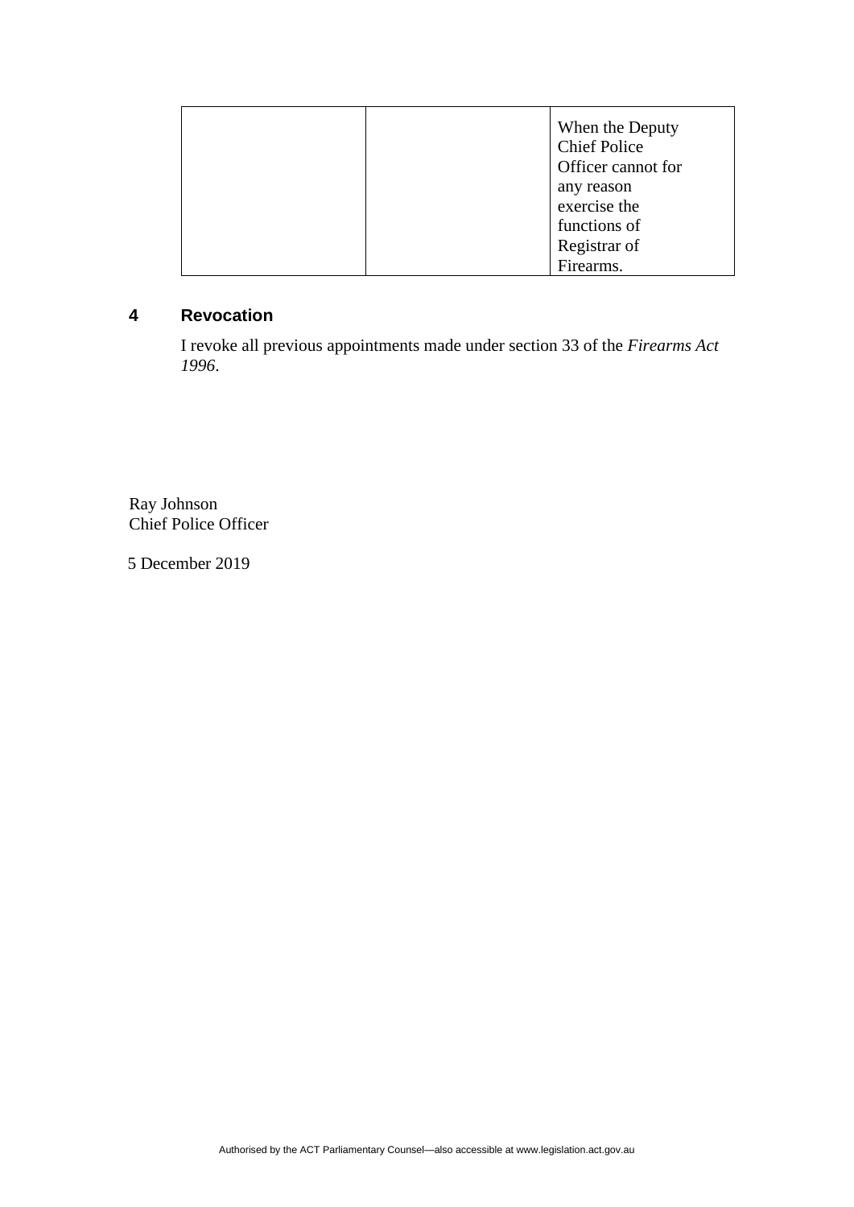| | | |
|---|---|---|
| | | When the Deputy Chief Police Officer cannot for any reason exercise the functions of Registrar of Firearms. |

## 4 Revocation

I revoke all previous appointments made under section 33 of the *Firearms Act 1996*.

Ray Johnson
Chief Police Officer

5 December 2019